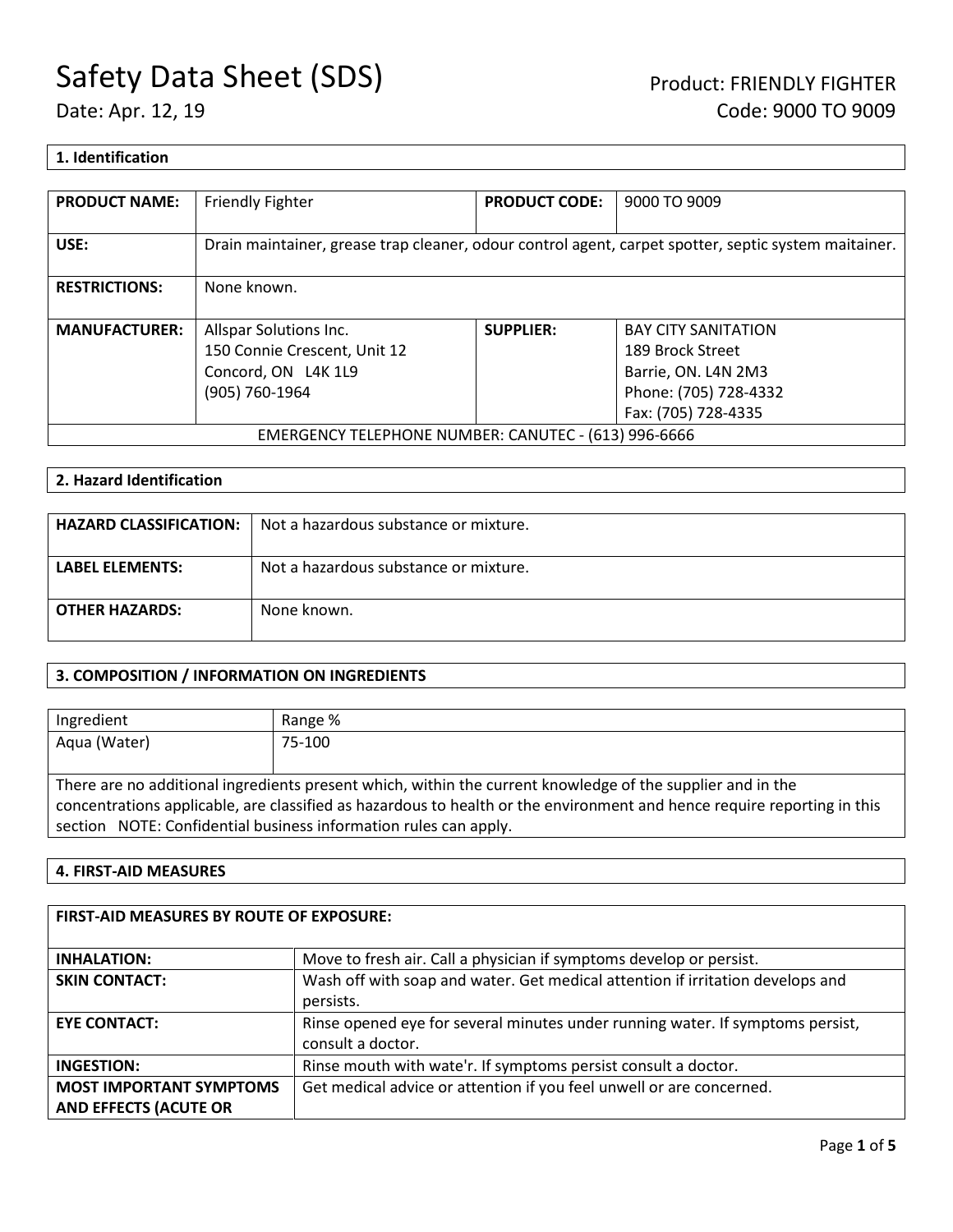# Safety Data Sheet (SDS)

Date: Apr. 12, 19

Product: FRIENDLY FIGHTER
Code: 9000 TO 9009

## 1. Identification

| **PRODUCT NAME:** | Friendly Fighter | **PRODUCT CODE:** | 9000 TO 9009 |
|---|---|---|---|
| **USE:** | Drain maintainer, grease trap cleaner, odour control agent, carpet spotter, septic system maitainer. | | |
| **RESTRICTIONS:** | None known. | | |
| **MANUFACTURER:** | Allspar Solutions Inc.<br>150 Connie Crescent, Unit 12<br>Concord, ON L4K 1L9<br>(905) 760-1964 | **SUPPLIER:** | BAY CITY SANITATION<br>189 Brock Street<br>Barrie, ON. L4N 2M3<br>Phone: (705) 728-4332<br>Fax: (705) 728-4335 |
| EMERGENCY TELEPHONE NUMBER: CANUTEC - (613) 996-6666 | | | |

## 2. Hazard Identification

| **HAZARD CLASSIFICATION:** | Not a hazardous substance or mixture. |
|---|---|
| **LABEL ELEMENTS:** | Not a hazardous substance or mixture. |
| **OTHER HAZARDS:** | None known. |

## 3. COMPOSITION / INFORMATION ON INGREDIENTS

| Ingredient | Range % |
|---|---|
| Aqua (Water) | 75-100 |

There are no additional ingredients present which, within the current knowledge of the supplier and in the concentrations applicable, are classified as hazardous to health or the environment and hence require reporting in this section NOTE: Confidential business information rules can apply.

## 4. FIRST-AID MEASURES

| **FIRST-AID MEASURES BY ROUTE OF EXPOSURE:** | |
|---|---|
| **INHALATION:** | Move to fresh air. Call a physician if symptoms develop or persist. |
| **SKIN CONTACT:** | Wash off with soap and water. Get medical attention if irritation develops and persists. |
| **EYE CONTACT:** | Rinse opened eye for several minutes under running water. If symptoms persist, consult a doctor. |
| **INGESTION:** | Rinse mouth with wate'r. If symptoms persist consult a doctor. |
| **MOST IMPORTANT SYMPTOMS AND EFFECTS (ACUTE OR** | Get medical advice or attention if you feel unwell or are concerned. |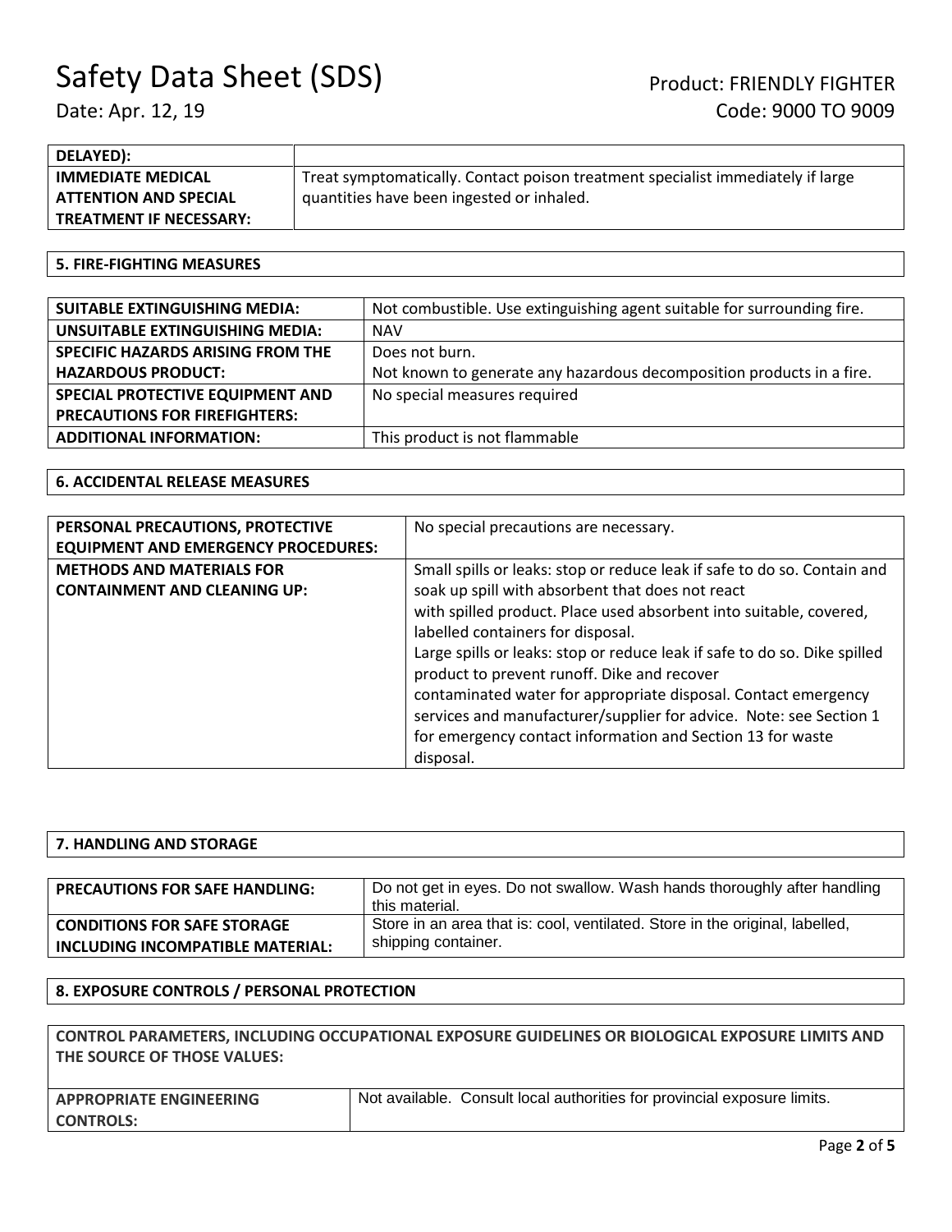| DELAYED): | |
|---|---|
| IMMEDIATE MEDICAL ATTENTION AND SPECIAL TREATMENT IF NECESSARY: | Treat symptomatically. Contact poison treatment specialist immediately if large quantities have been ingested or inhaled. |

## 5. FIRE-FIGHTING MEASURES

| | |
|---|---|
| **SUITABLE EXTINGUISHING MEDIA:** | Not combustible. Use extinguishing agent suitable for surrounding fire. |
| **UNSUITABLE EXTINGUISHING MEDIA:** | NAV |
| **SPECIFIC HAZARDS ARISING FROM THE HAZARDOUS PRODUCT:** | Does not burn.<br>Not known to generate any hazardous decomposition products in a fire. |
| **SPECIAL PROTECTIVE EQUIPMENT AND PRECAUTIONS FOR FIREFIGHTERS:** | No special measures required |
| **ADDITIONAL INFORMATION:** | This product is not flammable |

## 6. ACCIDENTAL RELEASE MEASURES

| | |
|---|---|
| **PERSONAL PRECAUTIONS, PROTECTIVE EQUIPMENT AND EMERGENCY PROCEDURES:** | No special precautions are necessary. |
| **METHODS AND MATERIALS FOR CONTAINMENT AND CLEANING UP:** | Small spills or leaks: stop or reduce leak if safe to do so. Contain and soak up spill with absorbent that does not react with spilled product. Place used absorbent into suitable, covered, labelled containers for disposal.<br>Large spills or leaks: stop or reduce leak if safe to do so. Dike spilled product to prevent runoff. Dike and recover contaminated water for appropriate disposal. Contact emergency services and manufacturer/supplier for advice. Note: see Section 1 for emergency contact information and Section 13 for waste disposal. |

## 7. HANDLING AND STORAGE

| | |
|---|---|
| **PRECAUTIONS FOR SAFE HANDLING:** | Do not get in eyes. Do not swallow. Wash hands thoroughly after handling this material. |
| **CONDITIONS FOR SAFE STORAGE INCLUDING INCOMPATIBLE MATERIAL:** | Store in an area that is: cool, ventilated. Store in the original, labelled, shipping container. |

## 8. EXPOSURE CONTROLS / PERSONAL PROTECTION

**CONTROL PARAMETERS, INCLUDING OCCUPATIONAL EXPOSURE GUIDELINES OR BIOLOGICAL EXPOSURE LIMITS AND THE SOURCE OF THOSE VALUES:**

| | |
|---|---|
| **APPROPRIATE ENGINEERING CONTROLS:** | Not available. Consult local authorities for provincial exposure limits. |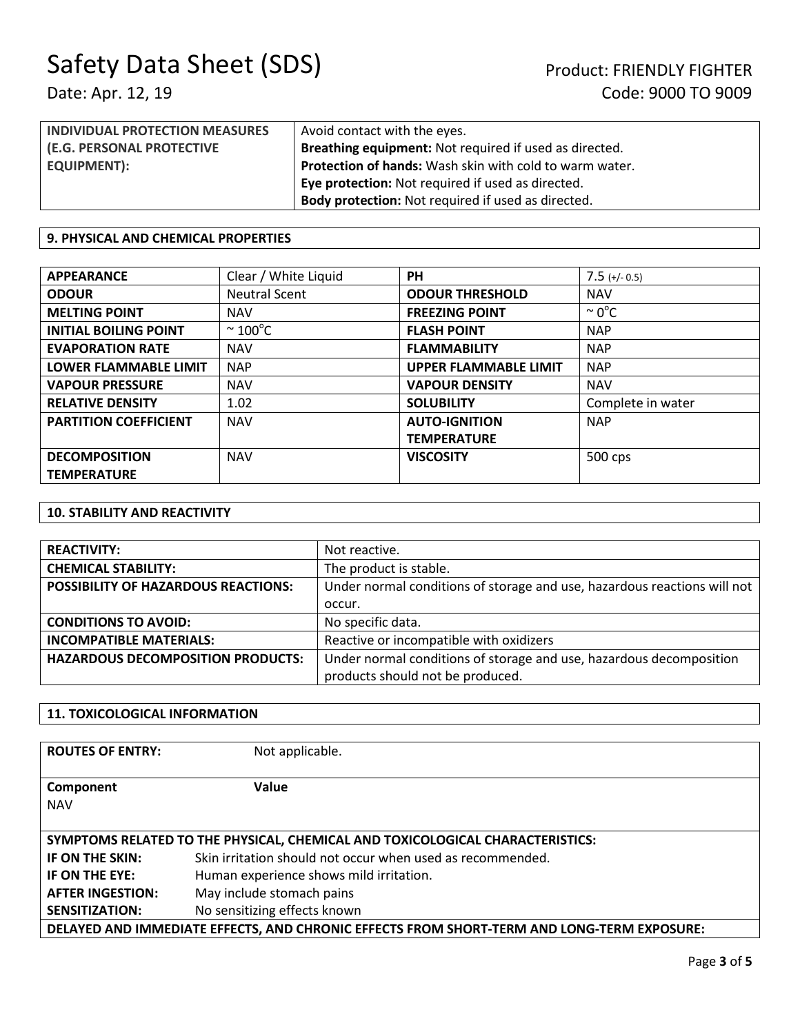| INDIVIDUAL PROTECTION MEASURES (E.G. PERSONAL PROTECTIVE EQUIPMENT): | Avoid contact with the eyes.<br>**Breathing equipment:** Not required if used as directed.<br>**Protection of hands:** Wash skin with cold to warm water.<br>**Eye protection:** Not required if used as directed.<br>**Body protection:** Not required if used as directed. |
|---|---|

## 9. PHYSICAL AND CHEMICAL PROPERTIES

| APPEARANCE | Clear / White Liquid | PH | 7.5 (+/- 0.5) |
|---|---|---|---|
| ODOUR | Neutral Scent | ODOUR THRESHOLD | NAV |
| MELTING POINT | NAV | FREEZING POINT | ~ 0°C |
| INITIAL BOILING POINT | ~ 100°C | FLASH POINT | NAP |
| EVAPORATION RATE | NAV | FLAMMABILITY | NAP |
| LOWER FLAMMABLE LIMIT | NAP | UPPER FLAMMABLE LIMIT | NAP |
| VAPOUR PRESSURE | NAV | VAPOUR DENSITY | NAV |
| RELATIVE DENSITY | 1.02 | SOLUBILITY | Complete in water |
| PARTITION COEFFICIENT | NAV | AUTO-IGNITION TEMPERATURE | NAP |
| DECOMPOSITION TEMPERATURE | NAV | VISCOSITY | 500 cps |

## 10. STABILITY AND REACTIVITY

| REACTIVITY: | Not reactive. |
|---|---|
| CHEMICAL STABILITY: | The product is stable. |
| POSSIBILITY OF HAZARDOUS REACTIONS: | Under normal conditions of storage and use, hazardous reactions will not occur. |
| CONDITIONS TO AVOID: | No specific data. |
| INCOMPATIBLE MATERIALS: | Reactive or incompatible with oxidizers |
| HAZARDOUS DECOMPOSITION PRODUCTS: | Under normal conditions of storage and use, hazardous decomposition products should not be produced. |

## 11. TOXICOLOGICAL INFORMATION

**ROUTES OF ENTRY:** Not applicable.

| Component | Value |
|---|---|
| NAV | |

**SYMPTOMS RELATED TO THE PHYSICAL, CHEMICAL AND TOXICOLOGICAL CHARACTERISTICS:**

| | |
|---|---|
| **IF ON THE SKIN:** | Skin irritation should not occur when used as recommended. |
| **IF ON THE EYE:** | Human experience shows mild irritation. |
| **AFTER INGESTION:** | May include stomach pains |
| **SENSITIZATION:** | No sensitizing effects known |

**DELAYED AND IMMEDIATE EFFECTS, AND CHRONIC EFFECTS FROM SHORT-TERM AND LONG-TERM EXPOSURE:**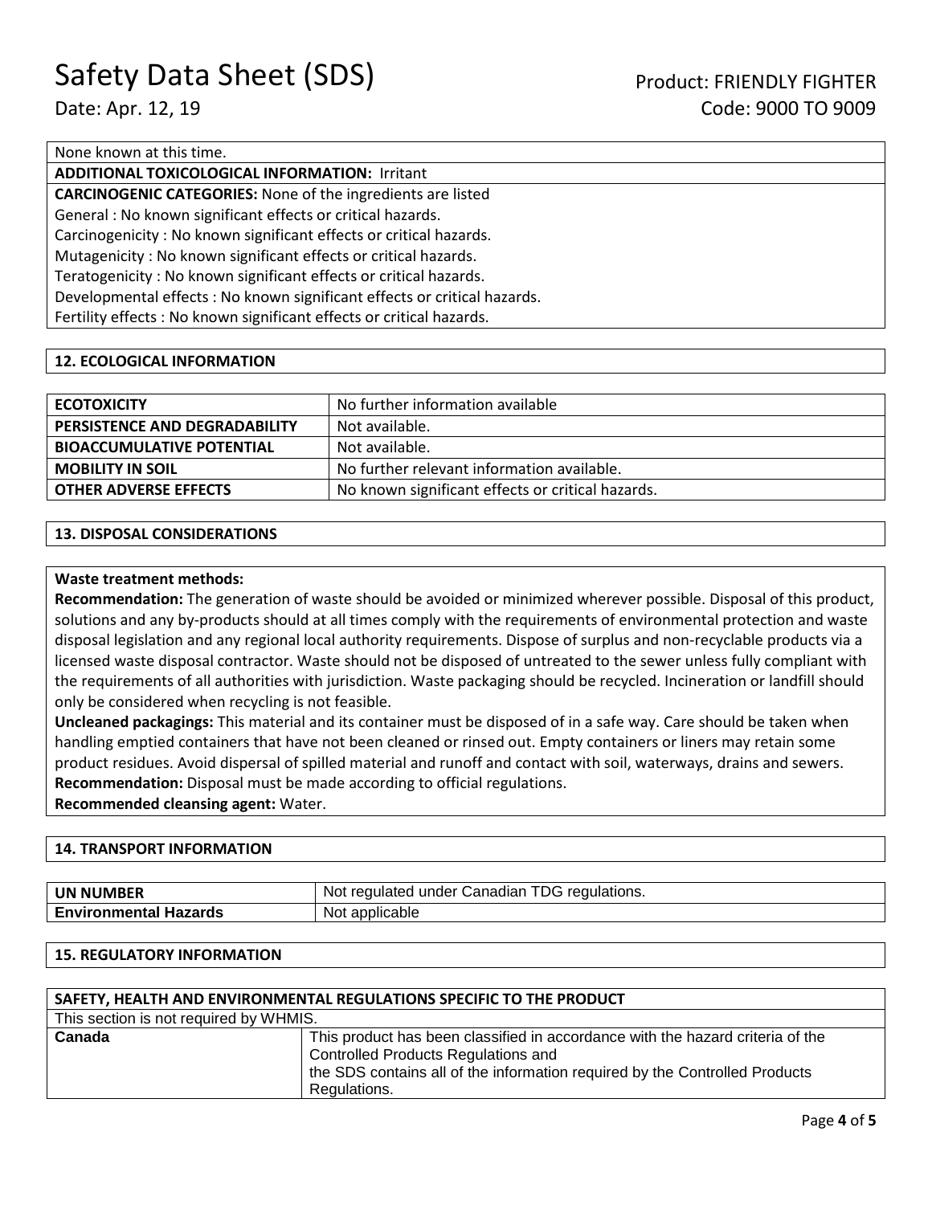None known at this time.

**ADDITIONAL TOXICOLOGICAL INFORMATION:** Irritant

**CARCINOGENIC CATEGORIES:** None of the ingredients are listed

General : No known significant effects or critical hazards.

Carcinogenicity : No known significant effects or critical hazards.

Mutagenicity : No known significant effects or critical hazards.

Teratogenicity : No known significant effects or critical hazards.

Developmental effects : No known significant effects or critical hazards.

Fertility effects : No known significant effects or critical hazards.

## 12. ECOLOGICAL INFORMATION

| | |
|---|---|
| **ECOTOXICITY** | No further information available |
| **PERSISTENCE AND DEGRADABILITY** | Not available. |
| **BIOACCUMULATIVE POTENTIAL** | Not available. |
| **MOBILITY IN SOIL** | No further relevant information available. |
| **OTHER ADVERSE EFFECTS** | No known significant effects or critical hazards. |

## 13. DISPOSAL CONSIDERATIONS

**Waste treatment methods:**

**Recommendation:** The generation of waste should be avoided or minimized wherever possible. Disposal of this product, solutions and any by-products should at all times comply with the requirements of environmental protection and waste disposal legislation and any regional local authority requirements. Dispose of surplus and non-recyclable products via a licensed waste disposal contractor. Waste should not be disposed of untreated to the sewer unless fully compliant with the requirements of all authorities with jurisdiction. Waste packaging should be recycled. Incineration or landfill should only be considered when recycling is not feasible.

**Uncleaned packagings:** This material and its container must be disposed of in a safe way. Care should be taken when handling emptied containers that have not been cleaned or rinsed out. Empty containers or liners may retain some product residues. Avoid dispersal of spilled material and runoff and contact with soil, waterways, drains and sewers.

**Recommendation:** Disposal must be made according to official regulations.

**Recommended cleansing agent:** Water.

## 14. TRANSPORT INFORMATION

| | |
|---|---|
| **UN NUMBER** | Not regulated under Canadian TDG regulations. |
| **Environmental Hazards** | Not applicable |

## 15. REGULATORY INFORMATION

| **SAFETY, HEALTH AND ENVIRONMENTAL REGULATIONS SPECIFIC TO THE PRODUCT** | |
|---|---|
| This section is not required by WHMIS. | |
| **Canada** | This product has been classified in accordance with the hazard criteria of the Controlled Products Regulations and the SDS contains all of the information required by the Controlled Products Regulations. |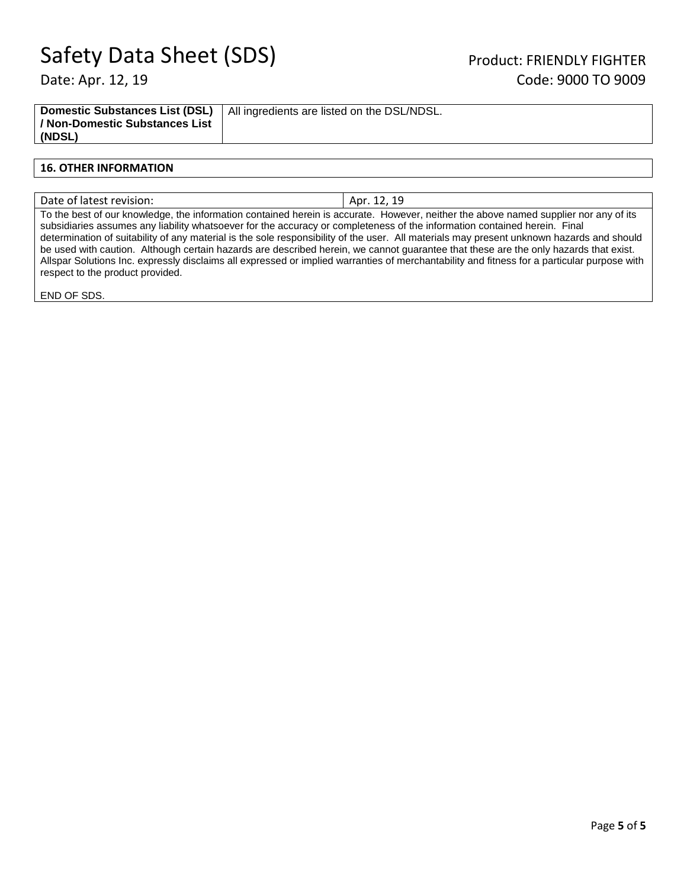| | |
|---|---|
| **Domestic Substances List (DSL) / Non-Domestic Substances List (NDSL)** | All ingredients are listed on the DSL/NDSL. |

## 16. OTHER INFORMATION

| | |
|---|---|
| Date of latest revision: | Apr. 12, 19 |

To the best of our knowledge, the information contained herein is accurate. However, neither the above named supplier nor any of its subsidiaries assumes any liability whatsoever for the accuracy or completeness of the information contained herein. Final determination of suitability of any material is the sole responsibility of the user. All materials may present unknown hazards and should be used with caution. Although certain hazards are described herein, we cannot guarantee that these are the only hazards that exist. Allspar Solutions Inc. expressly disclaims all expressed or implied warranties of merchantability and fitness for a particular purpose with respect to the product provided.

END OF SDS.